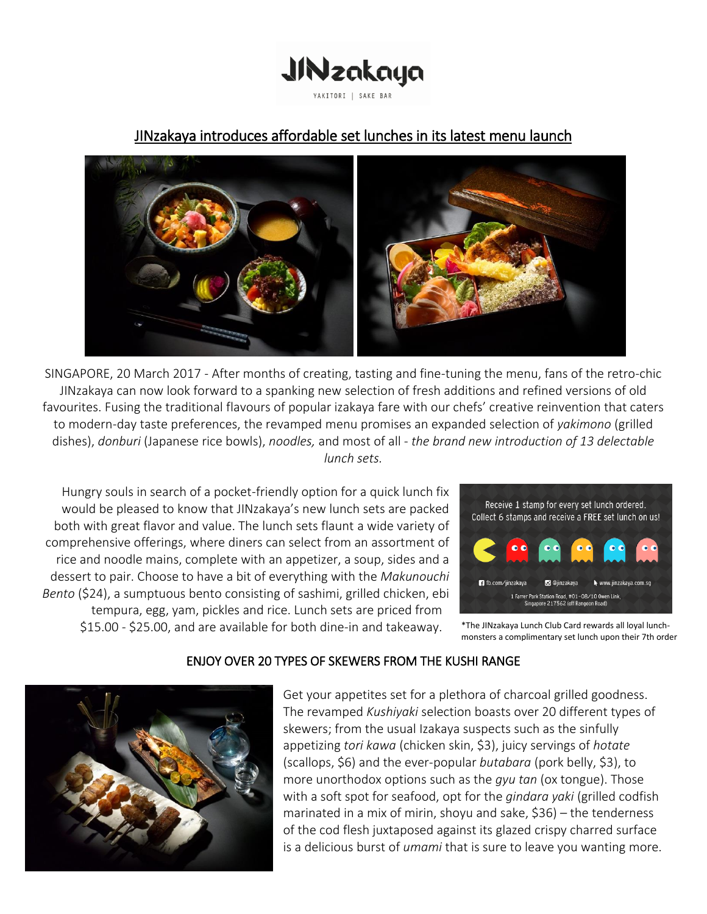JINzakaya

YAKITORI | SAKE BAR

# JINzakaya introduces affordable set lunches in its latest menu launch

SINGAPORE, 20 March 2017 - After months of creating, tasting and fine-tuning the menu, fans of the retro-chic JINzakaya can now look forward to a spanking new selection of fresh additions and refined versions of old favourites. Fusing the traditional flavours of popular izakaya fare with our chefs' creative reinvention that caters to modern-day taste preferences, the revamped menu promises an expanded selection of *yakimono* (grilled dishes), *donburi* (Japanese rice bowls), *noodles,* and most of all - *the brand new introduction of 13 delectable lunch sets.*

Hungry souls in search of a pocket-friendly option for a quick lunch fix would be pleased to know that JINzakaya's new lunch sets are packed both with great flavor and value. The lunch sets flaunt a wide variety of comprehensive offerings, where diners can select from an assortment of rice and noodle mains, complete with an appetizer, a soup, sides and a dessert to pair. Choose to have a bit of everything with the *Makunouchi Bento* ($24), a sumptuous bento consisting of sashimi, grilled chicken, ebi tempura, egg, yam, pickles and rice. Lunch sets are priced from $15.00 - $25.00, and are available for both dine-in and takeaway.

Receive 1 stamp for every set lunch ordered.
Collect 6 stamps and receive a FREE set lunch on us!

fb.com/jinzakaya | @jinzakaya | www.jinzakaya.com.sg

1 Farrer Park Station Road, #01-08/10 Owen Link, Singapore 217562 (off Rangoon Road)

*The JINzakaya Lunch Club Card rewards all loyal lunch-monsters a complimentary set lunch upon their 7th order

## ENJOY OVER 20 TYPES OF SKEWERS FROM THE KUSHI RANGE

Get your appetites set for a plethora of charcoal grilled goodness. The revamped *Kushiyaki* selection boasts over 20 different types of skewers; from the usual Izakaya suspects such as the sinfully appetizing *tori kawa* (chicken skin, $3), juicy servings of *hotate* (scallops, $6) and the ever-popular *butabara* (pork belly, $3), to more unorthodox options such as the *gyu tan* (ox tongue). Those with a soft spot for seafood, opt for the *gindara yaki* (grilled codfish marinated in a mix of mirin, shoyu and sake, $36) – the tenderness of the cod flesh juxtaposed against its glazed crispy charred surface is a delicious burst of *umami* that is sure to leave you wanting more.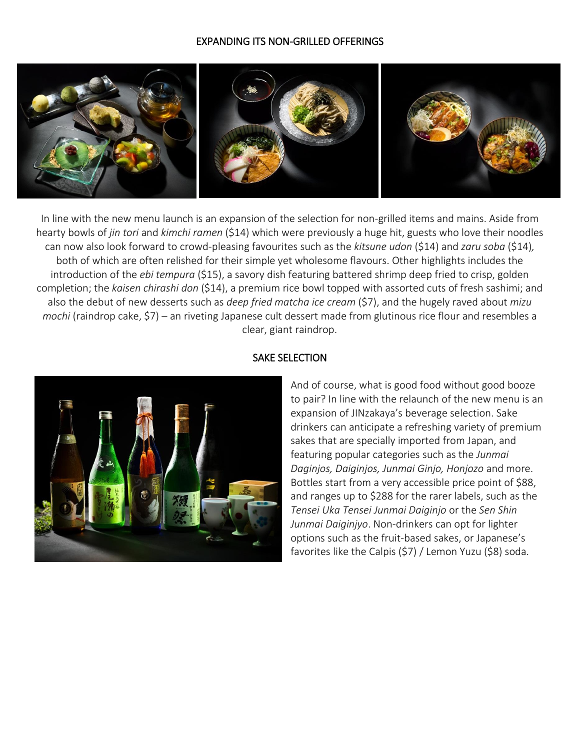## EXPANDING ITS NON-GRILLED OFFERINGS

In line with the new menu launch is an expansion of the selection for non-grilled items and mains. Aside from hearty bowls of *jin tori* and *kimchi ramen* ($14) which were previously a huge hit, guests who love their noodles can now also look forward to crowd-pleasing favourites such as the *kitsune udon* ($14) and *zaru soba* ($14)*,* both of which are often relished for their simple yet wholesome flavours. Other highlights includes the introduction of the *ebi tempura* ($15), a savory dish featuring battered shrimp deep fried to crisp, golden completion; the *kaisen chirashi don* ($14), a premium rice bowl topped with assorted cuts of fresh sashimi; and also the debut of new desserts such as *deep fried matcha ice cream* ($7), and the hugely raved about *mizu mochi* (raindrop cake, $7) – an riveting Japanese cult dessert made from glutinous rice flour and resembles a clear, giant raindrop.

## SAKE SELECTION

And of course, what is good food without good booze to pair? In line with the relaunch of the new menu is an expansion of JINzakaya's beverage selection. Sake drinkers can anticipate a refreshing variety of premium sakes that are specially imported from Japan, and featuring popular categories such as the *Junmai Daginjos, Daiginjos, Junmai Ginjo, Honjozo* and more. Bottles start from a very accessible price point of $88, and ranges up to $288 for the rarer labels, such as the *Tensei Uka Tensei Junmai Daiginjo* or the *Sen Shin Junmai Daiginjyo*. Non-drinkers can opt for lighter options such as the fruit-based sakes, or Japanese's favorites like the Calpis ($7) / Lemon Yuzu ($8) soda.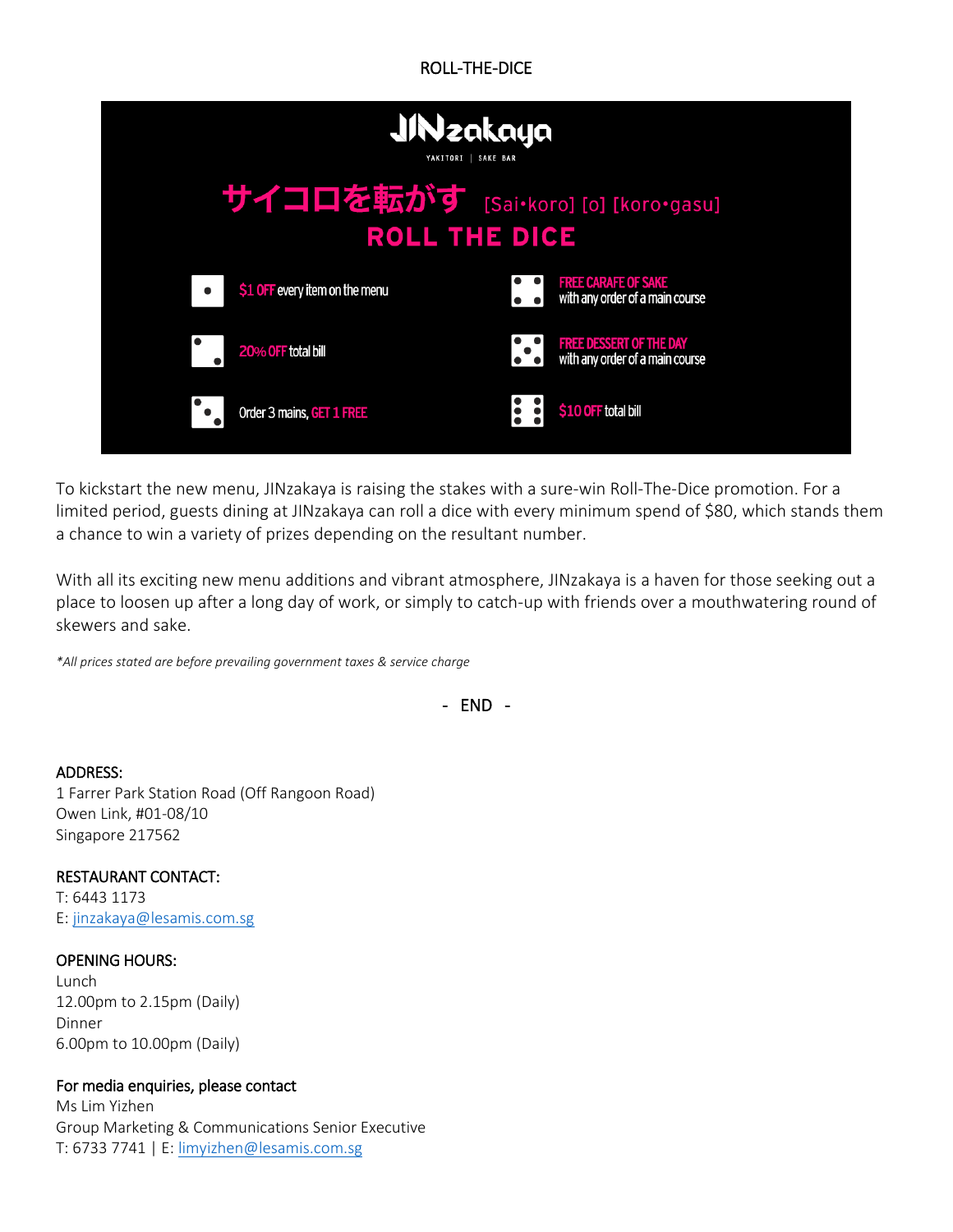ROLL-THE-DICE

JINzakaya

YAKITORI | SAKE BAR

サイコロを転がす [Sai•koro] [o] [koro•gasu]

ROLL THE DICE

| | |
|---|---|
| ⚀ $1 OFF every item on the menu | ⚃ FREE CARAFE OF SAKE with any order of a main course |
| ⚁ 20% OFF total bill | ⚄ FREE DESSERT OF THE DAY with any order of a main course |
| ⚂ Order 3 mains, GET 1 FREE | ⚅ $10 OFF total bill |

To kickstart the new menu, JINzakaya is raising the stakes with a sure-win Roll-The-Dice promotion. For a limited period, guests dining at JINzakaya can roll a dice with every minimum spend of $80, which stands them a chance to win a variety of prizes depending on the resultant number.

With all its exciting new menu additions and vibrant atmosphere, JINzakaya is a haven for those seeking out a place to loosen up after a long day of work, or simply to catch-up with friends over a mouthwatering round of skewers and sake.

*\*All prices stated are before prevailing government taxes & service charge*

- END -

ADDRESS:
1 Farrer Park Station Road (Off Rangoon Road)
Owen Link, #01-08/10
Singapore 217562

RESTAURANT CONTACT:
T: 6443 1173
E: jinzakaya@lesamis.com.sg

OPENING HOURS:
Lunch
12.00pm to 2.15pm (Daily)
Dinner
6.00pm to 10.00pm (Daily)

For media enquiries, please contact
Ms Lim Yizhen
Group Marketing & Communications Senior Executive
T: 6733 7741 | E: limyizhen@lesamis.com.sg